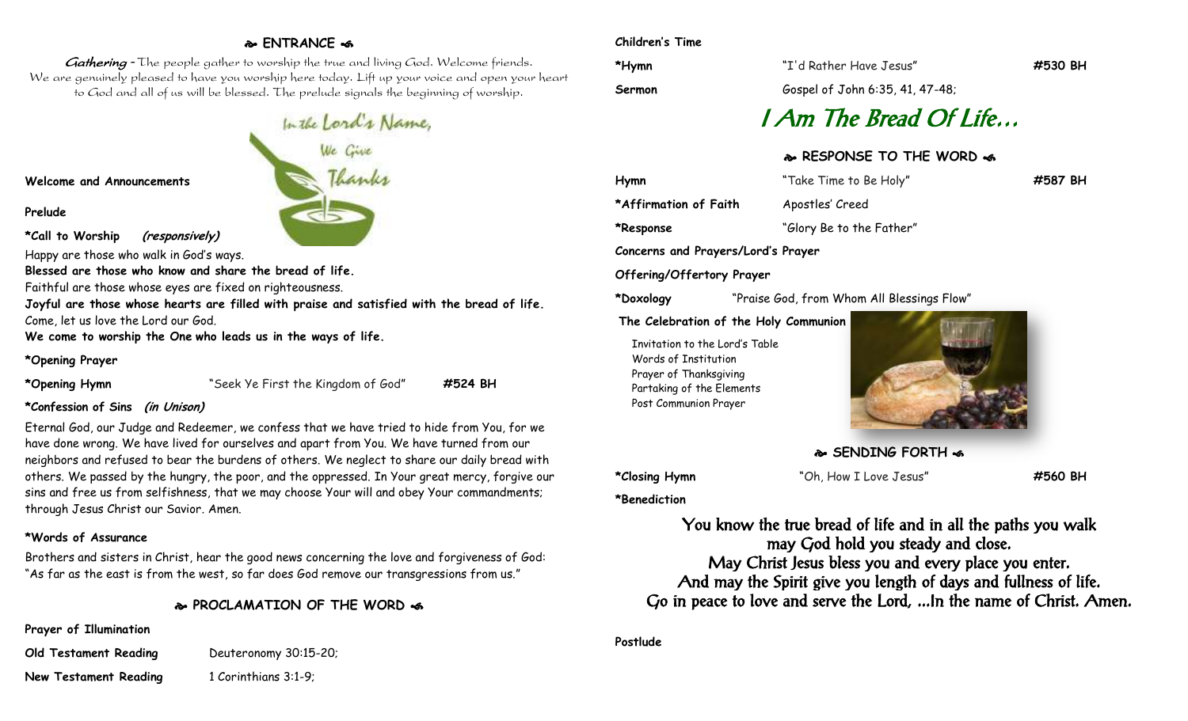## ENTRANCE

*Gathering* - The people gather to worship the true and living God. Welcome friends. We are genuinely pleased to have you worship here today. Lift up your voice and open your heart to God and all of us will be blessed. The prelude signals the beginning of worship.

**Welcome and Announcements**

**Prelude**

**\*Call to Worship** *(responsively)*

Happy are those who walk in God's ways.
**Blessed are those who know and share the bread of life.**
Faithful are those whose eyes are fixed on righteousness.
**Joyful are those whose hearts are filled with praise and satisfied with the bread of life.**
Come, let us love the Lord our God.
**We come to worship the One who leads us in the ways of life.**

**\*Opening Prayer**

**\*Opening Hymn** "Seek Ye First the Kingdom of God" **#524 BH**

**\*Confession of Sins** *(in Unison)*

Eternal God, our Judge and Redeemer, we confess that we have tried to hide from You, for we have done wrong. We have lived for ourselves and apart from You. We have turned from our neighbors and refused to bear the burdens of others. We neglect to share our daily bread with others. We passed by the hungry, the poor, and the oppressed. In Your great mercy, forgive our sins and free us from selfishness, that we may choose Your will and obey Your commandments; through Jesus Christ our Savior. Amen.

**\*Words of Assurance**

Brothers and sisters in Christ, hear the good news concerning the love and forgiveness of God: "As far as the east is from the west, so far does God remove our transgressions from us."

## PROCLAMATION OF THE WORD

**Prayer of Illumination**

**Old Testament Reading** Deuteronomy 30:15-20;

**New Testament Reading** 1 Corinthians 3:1-9;

**Children's Time**

**\*Hymn** "I'd Rather Have Jesus" **#530 BH**

**Sermon** Gospel of John 6:35, 41, 47-48;

# *I Am The Bread Of Life…*

## RESPONSE TO THE WORD

**Hymn** "Take Time to Be Holy" **#587 BH**

**\*Affirmation of Faith** Apostles' Creed

**\*Response** "Glory Be to the Father"

**Concerns and Prayers/Lord's Prayer**

**Offering/Offertory Prayer**

**\*Doxology** "Praise God, from Whom All Blessings Flow"

**The Celebration of the Holy Communion**

Invitation to the Lord's Table
Words of Institution
Prayer of Thanksgiving
Partaking of the Elements
Post Communion Prayer

## SENDING FORTH

**\*Closing Hymn** "Oh, How I Love Jesus" **#560 BH**

**\*Benediction**

You know the true bread of life and in all the paths you walk
may God hold you steady and close.
May Christ Jesus bless you and every place you enter.
And may the Spirit give you length of days and fullness of life.
Go in peace to love and serve the Lord, …In the name of Christ. Amen.

**Postlude**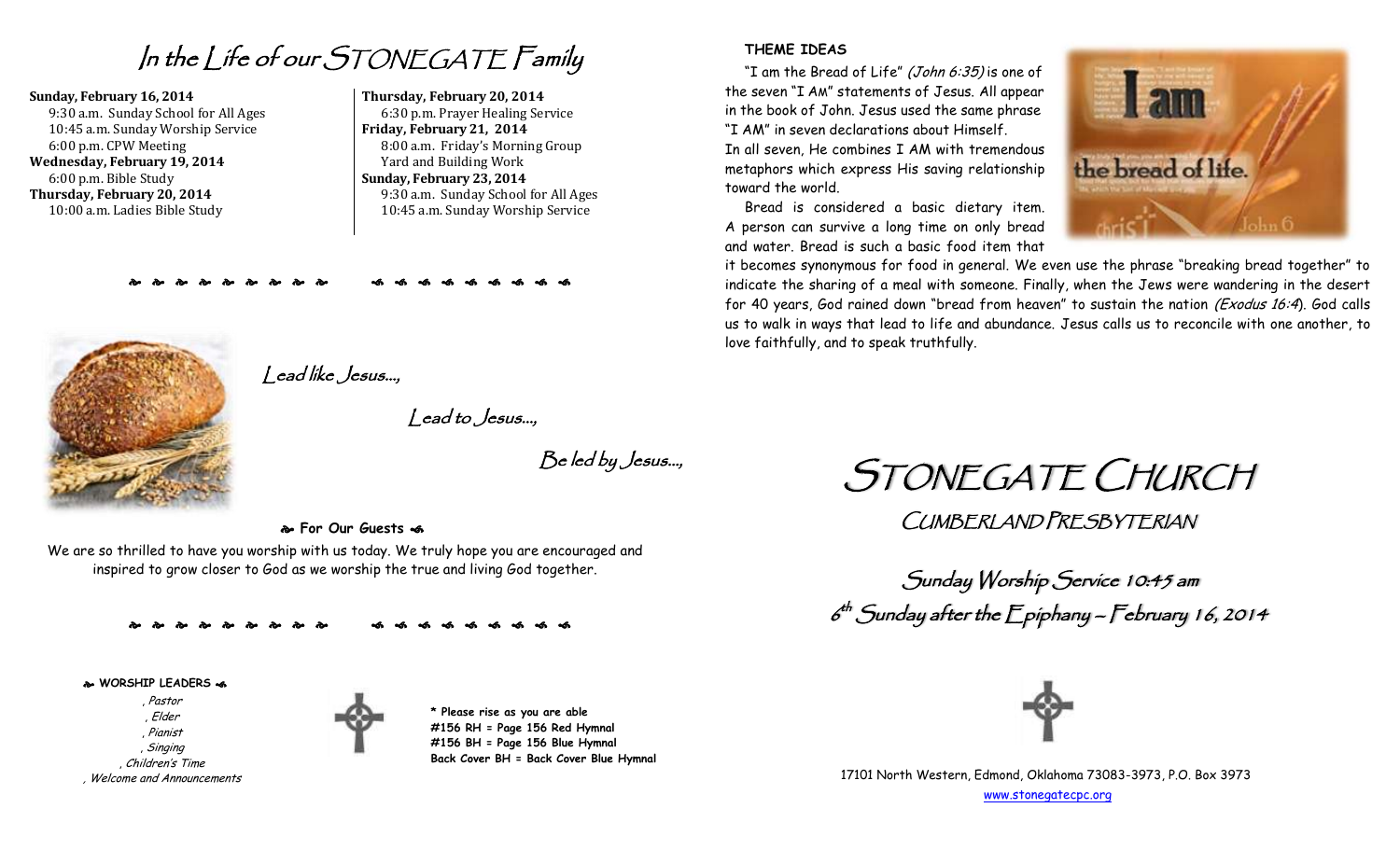# In the Life of our STONEGATE Family

**Sunday, February 16, 2014**
9:30 a.m. Sunday School for All Ages
10:45 a.m. Sunday Worship Service
6:00 p.m. CPW Meeting

**Wednesday, February 19, 2014**
6:00 p.m. Bible Study

**Thursday, February 20, 2014**
10:00 a.m. Ladies Bible Study

**Thursday, February 20, 2014**
6:30 p.m. Prayer Healing Service

**Friday, February 21, 2014**
8:00 a.m. Friday's Morning Group
Yard and Building Work

**Sunday, February 23, 2014**
9:30 a.m. Sunday School for All Ages
10:45 a.m. Sunday Worship Service

Lead like Jesus...,

Lead to Jesus...,

Be led by Jesus...,

**For Our Guests**

We are so thrilled to have you worship with us today. We truly hope you are encouraged and inspired to grow closer to God as we worship the true and living God together.

**WORSHIP LEADERS**

*, Pastor*
*, Elder*
*, Pianist*
*, Singing*
*, Children's Time*
*, Welcome and Announcements*

**\* Please rise as you are able**
**#156 RH = Page 156 Red Hymnal**
**#156 BH = Page 156 Blue Hymnal**
**Back Cover BH = Back Cover Blue Hymnal**

**THEME IDEAS**

"I am the Bread of Life" *(John 6:35)* is one of the seven "I AM" statements of Jesus. All appear in the book of John. Jesus used the same phrase "I AM" in seven declarations about Himself.
In all seven, He combines I AM with tremendous metaphors which express His saving relationship toward the world.

Bread is considered a basic dietary item. A person can survive a long time on only bread and water. Bread is such a basic food item that it becomes synonymous for food in general. We even use the phrase "breaking bread together" to indicate the sharing of a meal with someone. Finally, when the Jews were wandering in the desert for 40 years, God rained down "bread from heaven" to sustain the nation *(Exodus 16:4)*. God calls us to walk in ways that lead to life and abundance. Jesus calls us to reconcile with one another, to love faithfully, and to speak truthfully.

# STONEGATE CHURCH

## CUMBERLAND PRESBYTERIAN

Sunday Worship Service 10:45 am
6th Sunday after the Epiphany – February 16, 2014

17101 North Western, Edmond, Oklahoma 73083-3973, P.O. Box 3973
www.stonegatecpc.org